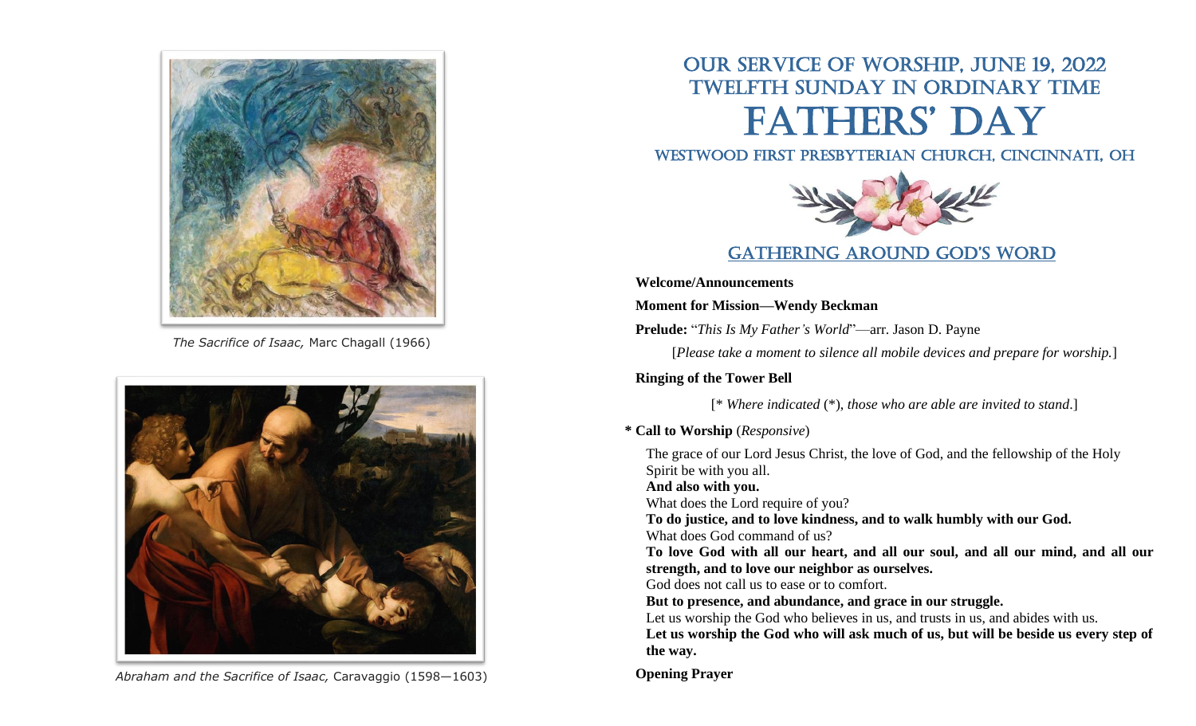*The Sacrifice of Isaac,* Marc Chagall (1966)

*Abraham and the Sacrifice of Isaac,* Caravaggio (1598—1603)

# OUR SERVICE OF WORSHIP, JUNE 19, 2022
## TWELFTH SUNDAY IN ORDINARY TIME
# FATHERS' DAY
### WESTWOOD FIRST PRESBYTERIAN CHURCH, CINCINNATI, OH

## GATHERING AROUND GOD'S WORD

**Welcome/Announcements**

**Moment for Mission—Wendy Beckman**

**Prelude:** "*This Is My Father's World*"—arr. Jason D. Payne

[*Please take a moment to silence all mobile devices and prepare for worship.*]

**Ringing of the Tower Bell**

[* *Where indicated* (*), *those who are able are invited to stand*.]

**\* Call to Worship** (*Responsive*)

The grace of our Lord Jesus Christ, the love of God, and the fellowship of the Holy Spirit be with you all.
**And also with you.**
What does the Lord require of you?
**To do justice, and to love kindness, and to walk humbly with our God.**
What does God command of us?
**To love God with all our heart, and all our soul, and all our mind, and all our strength, and to love our neighbor as ourselves.**
God does not call us to ease or to comfort.
**But to presence, and abundance, and grace in our struggle.**
Let us worship the God who believes in us, and trusts in us, and abides with us.
**Let us worship the God who will ask much of us, but will be beside us every step of the way.**

**Opening Prayer**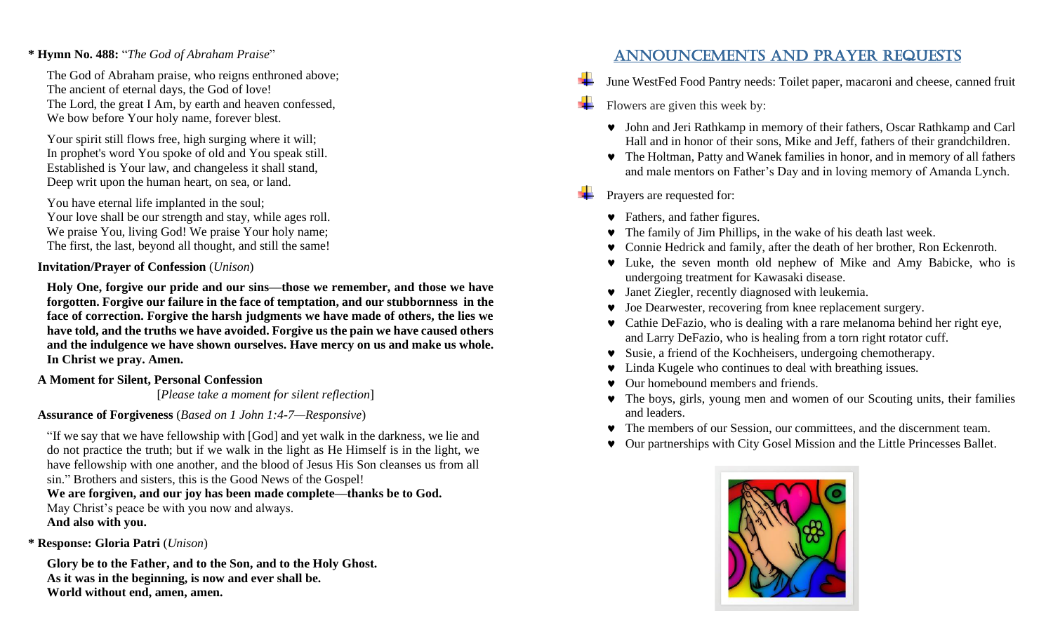**\* Hymn No. 488:** "*The God of Abraham Praise*"

The God of Abraham praise, who reigns enthroned above;
The ancient of eternal days, the God of love!
The Lord, the great I Am, by earth and heaven confessed,
We bow before Your holy name, forever blest.

Your spirit still flows free, high surging where it will;
In prophet's word You spoke of old and You speak still.
Established is Your law, and changeless it shall stand,
Deep writ upon the human heart, on sea, or land.

You have eternal life implanted in the soul;
Your love shall be our strength and stay, while ages roll.
We praise You, living God! We praise Your holy name;
The first, the last, beyond all thought, and still the same!

**Invitation/Prayer of Confession** (*Unison*)

**Holy One, forgive our pride and our sins—those we remember, and those we have forgotten. Forgive our failure in the face of temptation, and our stubbornness in the face of correction. Forgive the harsh judgments we have made of others, the lies we have told, and the truths we have avoided. Forgive us the pain we have caused others and the indulgence we have shown ourselves. Have mercy on us and make us whole. In Christ we pray. Amen.**

**A Moment for Silent, Personal Confession**

[*Please take a moment for silent reflection*]

**Assurance of Forgiveness** (*Based on 1 John 1:4-7—Responsive*)

"If we say that we have fellowship with [God] and yet walk in the darkness, we lie and do not practice the truth; but if we walk in the light as He Himself is in the light, we have fellowship with one another, and the blood of Jesus His Son cleanses us from all sin." Brothers and sisters, this is the Good News of the Gospel!
**We are forgiven, and our joy has been made complete—thanks be to God.**
May Christ's peace be with you now and always.
**And also with you.**

**\* Response: Gloria Patri** (*Unison*)

**Glory be to the Father, and to the Son, and to the Holy Ghost.**
**As it was in the beginning, is now and ever shall be.**
**World without end, amen, amen.**

# Announcements and Prayer Requests

- June WestFed Food Pantry needs: Toilet paper, macaroni and cheese, canned fruit
- Flowers are given this week by:
  - John and Jeri Rathkamp in memory of their fathers, Oscar Rathkamp and Carl Hall and in honor of their sons, Mike and Jeff, fathers of their grandchildren.
  - The Holtman, Patty and Wanek families in honor, and in memory of all fathers and male mentors on Father's Day and in loving memory of Amanda Lynch.
- Prayers are requested for:
  - Fathers, and father figures.
  - The family of Jim Phillips, in the wake of his death last week.
  - Connie Hedrick and family, after the death of her brother, Ron Eckenroth.
  - Luke, the seven month old nephew of Mike and Amy Babicke, who is undergoing treatment for Kawasaki disease.
  - Janet Ziegler, recently diagnosed with leukemia.
  - Joe Dearwester, recovering from knee replacement surgery.
  - Cathie DeFazio, who is dealing with a rare melanoma behind her right eye, and Larry DeFazio, who is healing from a torn right rotator cuff.
  - Susie, a friend of the Kochheisers, undergoing chemotherapy.
  - Linda Kugele who continues to deal with breathing issues.
  - Our homebound members and friends.
  - The boys, girls, young men and women of our Scouting units, their families and leaders.
  - The members of our Session, our committees, and the discernment team.
  - Our partnerships with City Gosel Mission and the Little Princesses Ballet.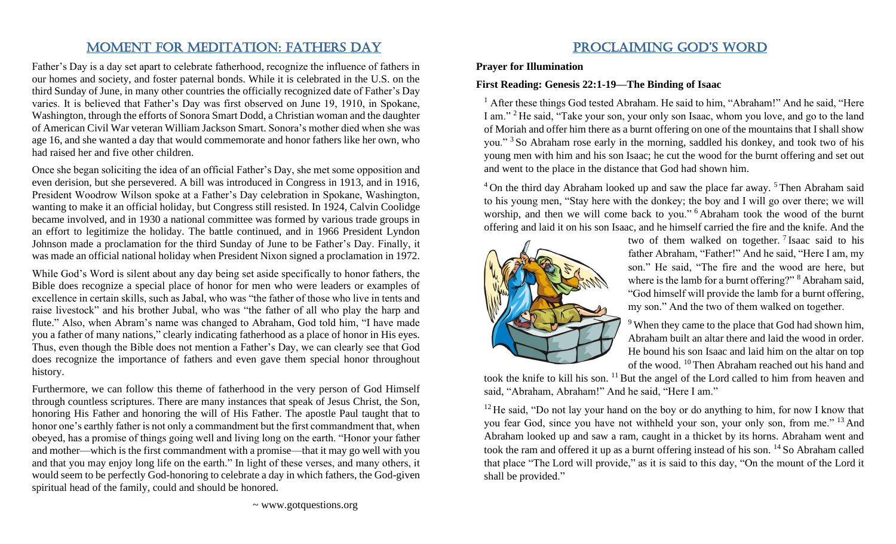# MOMENT FOR MEDITATION: FATHERS DAY

Father's Day is a day set apart to celebrate fatherhood, recognize the influence of fathers in our homes and society, and foster paternal bonds. While it is celebrated in the U.S. on the third Sunday of June, in many other countries the officially recognized date of Father's Day varies. It is believed that Father's Day was first observed on June 19, 1910, in Spokane, Washington, through the efforts of Sonora Smart Dodd, a Christian woman and the daughter of American Civil War veteran William Jackson Smart. Sonora's mother died when she was age 16, and she wanted a day that would commemorate and honor fathers like her own, who had raised her and five other children.

Once she began soliciting the idea of an official Father's Day, she met some opposition and even derision, but she persevered. A bill was introduced in Congress in 1913, and in 1916, President Woodrow Wilson spoke at a Father's Day celebration in Spokane, Washington, wanting to make it an official holiday, but Congress still resisted. In 1924, Calvin Coolidge became involved, and in 1930 a national committee was formed by various trade groups in an effort to legitimize the holiday. The battle continued, and in 1966 President Lyndon Johnson made a proclamation for the third Sunday of June to be Father's Day. Finally, it was made an official national holiday when President Nixon signed a proclamation in 1972.

While God's Word is silent about any day being set aside specifically to honor fathers, the Bible does recognize a special place of honor for men who were leaders or examples of excellence in certain skills, such as Jabal, who was "the father of those who live in tents and raise livestock" and his brother Jubal, who was "the father of all who play the harp and flute." Also, when Abram's name was changed to Abraham, God told him, "I have made you a father of many nations," clearly indicating fatherhood as a place of honor in His eyes. Thus, even though the Bible does not mention a Father's Day, we can clearly see that God does recognize the importance of fathers and even gave them special honor throughout history.

Furthermore, we can follow this theme of fatherhood in the very person of God Himself through countless scriptures. There are many instances that speak of Jesus Christ, the Son, honoring His Father and honoring the will of His Father. The apostle Paul taught that to honor one's earthly father is not only a commandment but the first commandment that, when obeyed, has a promise of things going well and living long on the earth. "Honor your father and mother—which is the first commandment with a promise—that it may go well with you and that you may enjoy long life on the earth." In light of these verses, and many others, it would seem to be perfectly God-honoring to celebrate a day in which fathers, the God-given spiritual head of the family, could and should be honored.

~ www.gotquestions.org

# PROCLAIMING GOD'S WORD

**Prayer for Illumination**

**First Reading: Genesis 22:1-19—The Binding of Isaac**

[1] After these things God tested Abraham. He said to him, "Abraham!" And he said, "Here I am." [2] He said, "Take your son, your only son Isaac, whom you love, and go to the land of Moriah and offer him there as a burnt offering on one of the mountains that I shall show you." [3] So Abraham rose early in the morning, saddled his donkey, and took two of his young men with him and his son Isaac; he cut the wood for the burnt offering and set out and went to the place in the distance that God had shown him.

[4] On the third day Abraham looked up and saw the place far away. [5] Then Abraham said to his young men, "Stay here with the donkey; the boy and I will go over there; we will worship, and then we will come back to you." [6] Abraham took the wood of the burnt offering and laid it on his son Isaac, and he himself carried the fire and the knife. And the two of them walked on together. [7] Isaac said to his father Abraham, "Father!" And he said, "Here I am, my son." He said, "The fire and the wood are here, but where is the lamb for a burnt offering?" [8] Abraham said, "God himself will provide the lamb for a burnt offering, my son." And the two of them walked on together.

[9] When they came to the place that God had shown him, Abraham built an altar there and laid the wood in order. He bound his son Isaac and laid him on the altar on top of the wood. [10] Then Abraham reached out his hand and took the knife to kill his son. [11] But the angel of the Lord called to him from heaven and said, "Abraham, Abraham!" And he said, "Here I am."

[12] He said, "Do not lay your hand on the boy or do anything to him, for now I know that you fear God, since you have not withheld your son, your only son, from me." [13] And Abraham looked up and saw a ram, caught in a thicket by its horns. Abraham went and took the ram and offered it up as a burnt offering instead of his son. [14] So Abraham called that place "The Lord will provide," as it is said to this day, "On the mount of the Lord it shall be provided."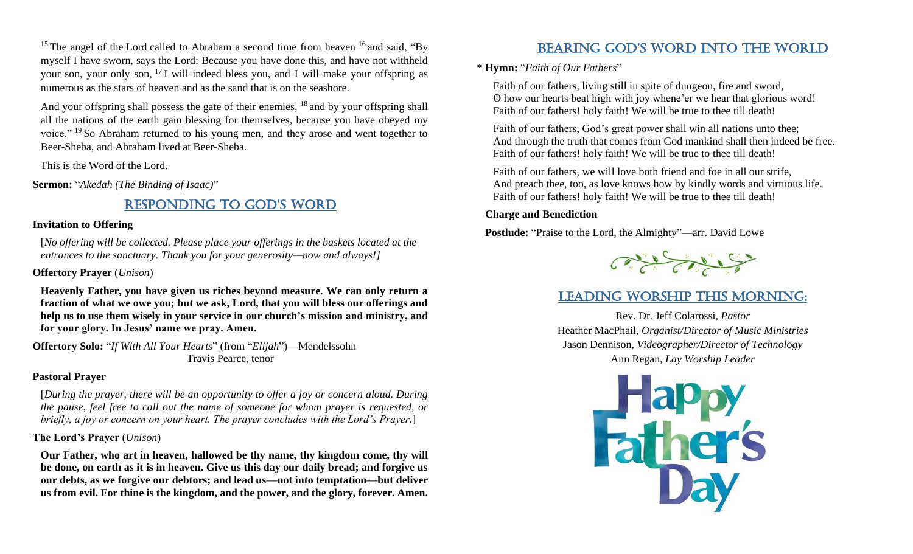[15] The angel of the Lord called to Abraham a second time from heaven [16] and said, "By myself I have sworn, says the Lord: Because you have done this, and have not withheld your son, your only son, [17] I will indeed bless you, and I will make your offspring as numerous as the stars of heaven and as the sand that is on the seashore.

And your offspring shall possess the gate of their enemies, [18] and by your offspring shall all the nations of the earth gain blessing for themselves, because you have obeyed my voice." [19] So Abraham returned to his young men, and they arose and went together to Beer-Sheba, and Abraham lived at Beer-Sheba.

This is the Word of the Lord.

**Sermon:** "*Akedah (The Binding of Isaac)*"

## Responding to God's Word

**Invitation to Offering**

[*No offering will be collected. Please place your offerings in the baskets located at the entrances to the sanctuary. Thank you for your generosity—now and always!]*

**Offertory Prayer** (*Unison*)

**Heavenly Father, you have given us riches beyond measure. We can only return a fraction of what we owe you; but we ask, Lord, that you will bless our offerings and help us to use them wisely in your service in our church's mission and ministry, and for your glory. In Jesus' name we pray. Amen.**

**Offertory Solo:** "*If With All Your Hearts*" (from "*Elijah*")—Mendelssohn
Travis Pearce, tenor

**Pastoral Prayer**

[*During the prayer, there will be an opportunity to offer a joy or concern aloud. During the pause, feel free to call out the name of someone for whom prayer is requested, or briefly, a joy or concern on your heart. The prayer concludes with the Lord's Prayer.*]

**The Lord's Prayer** (*Unison*)

**Our Father, who art in heaven, hallowed be thy name, thy kingdom come, thy will be done, on earth as it is in heaven. Give us this day our daily bread; and forgive us our debts, as we forgive our debtors; and lead us—not into temptation—but deliver us from evil. For thine is the kingdom, and the power, and the glory, forever. Amen.**

## Bearing God's Word into the World

**\* Hymn:** "*Faith of Our Fathers*"

Faith of our fathers, living still in spite of dungeon, fire and sword,
O how our hearts beat high with joy whene'er we hear that glorious word!
Faith of our fathers! holy faith! We will be true to thee till death!

Faith of our fathers, God's great power shall win all nations unto thee;
And through the truth that comes from God mankind shall then indeed be free.
Faith of our fathers! holy faith! We will be true to thee till death!

Faith of our fathers, we will love both friend and foe in all our strife,
And preach thee, too, as love knows how by kindly words and virtuous life.
Faith of our fathers! holy faith! We will be true to thee till death!

**Charge and Benediction**

**Postlude:** "Praise to the Lord, the Almighty"—arr. David Lowe

## Leading Worship This Morning:

Rev. Dr. Jeff Colarossi, *Pastor*
Heather MacPhail, *Organist/Director of Music Ministries*
Jason Dennison, *Videographer/Director of Technology*
Ann Regan, *Lay Worship Leader*

Happy Father's Day